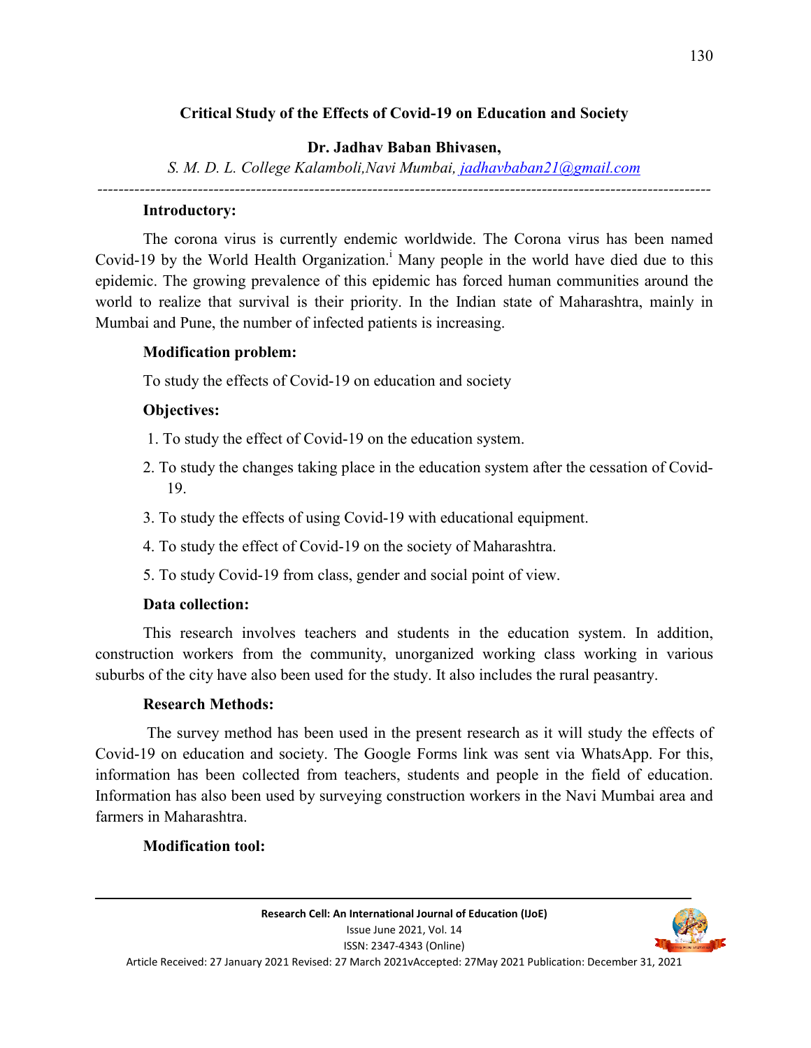# Critical Study of the Effects of Covid-19 on Education and Society

**Dr. Jadhav Baban Bhivasen,**

*S. M. D. L. College Kalamboli,Navi Mumbai, jadhavbaban21@gmail.com*

---

### Introductory:

The corona virus is currently endemic worldwide. The Corona virus has been named Covid-19 by the World Health Organization.[i] Many people in the world have died due to this epidemic. The growing prevalence of this epidemic has forced human communities around the world to realize that survival is their priority. In the Indian state of Maharashtra, mainly in Mumbai and Pune, the number of infected patients is increasing.

### Modification problem:

To study the effects of Covid-19 on education and society

### Objectives:

1. To study the effect of Covid-19 on the education system.
2. To study the changes taking place in the education system after the cessation of Covid-19.
3. To study the effects of using Covid-19 with educational equipment.
4. To study the effect of Covid-19 on the society of Maharashtra.
5. To study Covid-19 from class, gender and social point of view.

### Data collection:

This research involves teachers and students in the education system. In addition, construction workers from the community, unorganized working class working in various suburbs of the city have also been used for the study. It also includes the rural peasantry.

### Research Methods:

The survey method has been used in the present research as it will study the effects of Covid-19 on education and society. The Google Forms link was sent via WhatsApp. For this, information has been collected from teachers, students and people in the field of education. Information has also been used by surveying construction workers in the Navi Mumbai area and farmers in Maharashtra.

### Modification tool: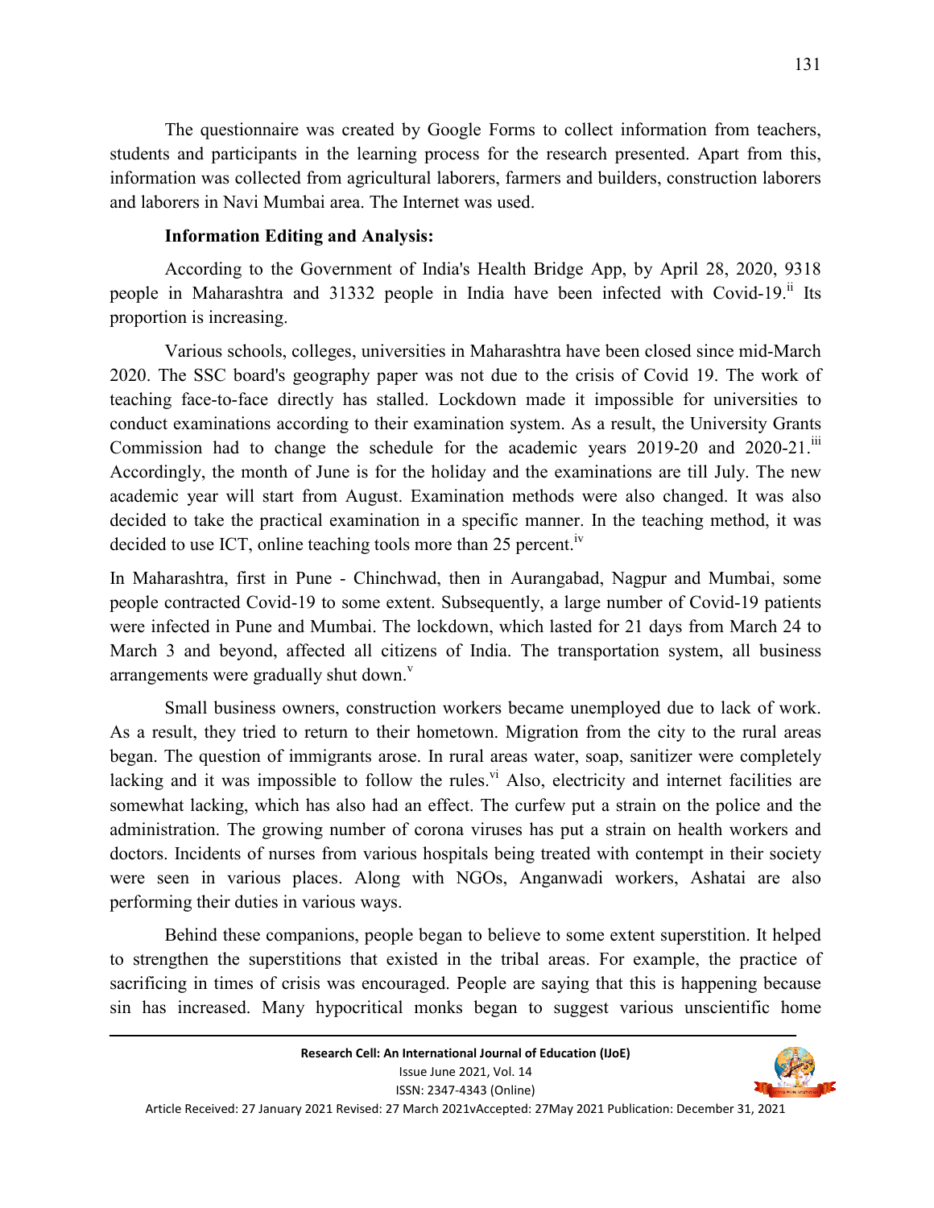The questionnaire was created by Google Forms to collect information from teachers, students and participants in the learning process for the research presented. Apart from this, information was collected from agricultural laborers, farmers and builders, construction laborers and laborers in Navi Mumbai area. The Internet was used.

**Information Editing and Analysis:**

According to the Government of India's Health Bridge App, by April 28, 2020, 9318 people in Maharashtra and 31332 people in India have been infected with Covid-19.[ii] Its proportion is increasing.

Various schools, colleges, universities in Maharashtra have been closed since mid-March 2020. The SSC board's geography paper was not due to the crisis of Covid 19. The work of teaching face-to-face directly has stalled. Lockdown made it impossible for universities to conduct examinations according to their examination system. As a result, the University Grants Commission had to change the schedule for the academic years 2019-20 and 2020-21.[iii] Accordingly, the month of June is for the holiday and the examinations are till July. The new academic year will start from August. Examination methods were also changed. It was also decided to take the practical examination in a specific manner. In the teaching method, it was decided to use ICT, online teaching tools more than 25 percent.[iv]

In Maharashtra, first in Pune - Chinchwad, then in Aurangabad, Nagpur and Mumbai, some people contracted Covid-19 to some extent. Subsequently, a large number of Covid-19 patients were infected in Pune and Mumbai. The lockdown, which lasted for 21 days from March 24 to March 3 and beyond, affected all citizens of India. The transportation system, all business arrangements were gradually shut down.[v]

Small business owners, construction workers became unemployed due to lack of work. As a result, they tried to return to their hometown. Migration from the city to the rural areas began. The question of immigrants arose. In rural areas water, soap, sanitizer were completely lacking and it was impossible to follow the rules.[vi] Also, electricity and internet facilities are somewhat lacking, which has also had an effect. The curfew put a strain on the police and the administration. The growing number of corona viruses has put a strain on health workers and doctors. Incidents of nurses from various hospitals being treated with contempt in their society were seen in various places. Along with NGOs, Anganwadi workers, Ashatai are also performing their duties in various ways.

Behind these companions, people began to believe to some extent superstition. It helped to strengthen the superstitions that existed in the tribal areas. For example, the practice of sacrificing in times of crisis was encouraged. People are saying that this is happening because sin has increased. Many hypocritical monks began to suggest various unscientific home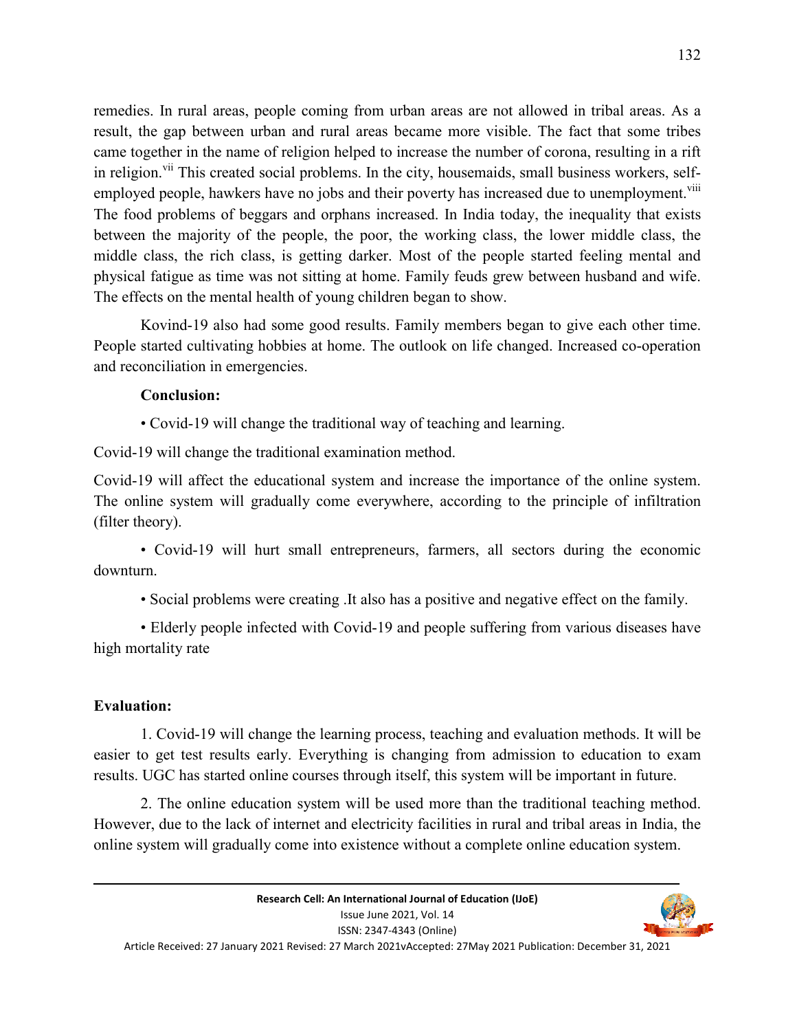remedies. In rural areas, people coming from urban areas are not allowed in tribal areas. As a result, the gap between urban and rural areas became more visible. The fact that some tribes came together in the name of religion helped to increase the number of corona, resulting in a rift in religion.[vii] This created social problems. In the city, housemaids, small business workers, self-employed people, hawkers have no jobs and their poverty has increased due to unemployment.[viii] The food problems of beggars and orphans increased. In India today, the inequality that exists between the majority of the people, the poor, the working class, the lower middle class, the middle class, the rich class, is getting darker. Most of the people started feeling mental and physical fatigue as time was not sitting at home. Family feuds grew between husband and wife. The effects on the mental health of young children began to show.

Kovind-19 also had some good results. Family members began to give each other time. People started cultivating hobbies at home. The outlook on life changed. Increased co-operation and reconciliation in emergencies.

**Conclusion:**

• Covid-19 will change the traditional way of teaching and learning.

Covid-19 will change the traditional examination method.

Covid-19 will affect the educational system and increase the importance of the online system. The online system will gradually come everywhere, according to the principle of infiltration (filter theory).

• Covid-19 will hurt small entrepreneurs, farmers, all sectors during the economic downturn.

• Social problems were creating .It also has a positive and negative effect on the family.

• Elderly people infected with Covid-19 and people suffering from various diseases have high mortality rate

**Evaluation:**

1. Covid-19 will change the learning process, teaching and evaluation methods. It will be easier to get test results early. Everything is changing from admission to education to exam results. UGC has started online courses through itself, this system will be important in future.

2. The online education system will be used more than the traditional teaching method. However, due to the lack of internet and electricity facilities in rural and tribal areas in India, the online system will gradually come into existence without a complete online education system.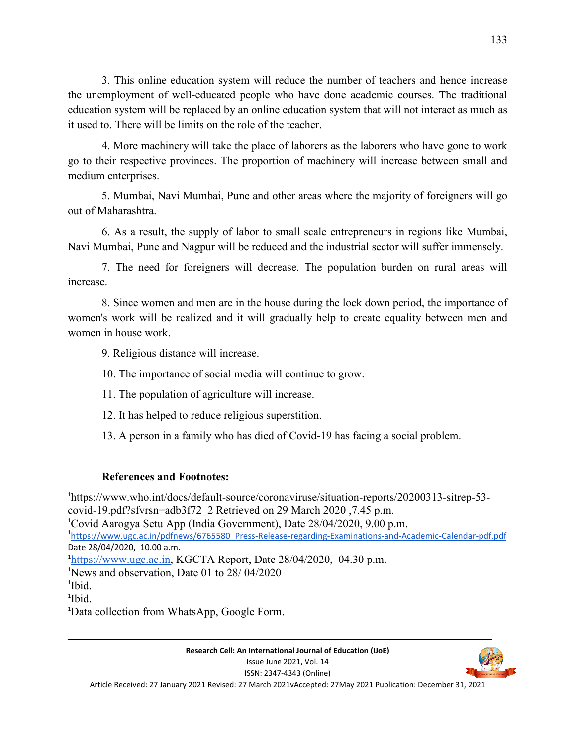3. This online education system will reduce the number of teachers and hence increase the unemployment of well-educated people who have done academic courses. The traditional education system will be replaced by an online education system that will not interact as much as it used to. There will be limits on the role of the teacher.

4. More machinery will take the place of laborers as the laborers who have gone to work go to their respective provinces. The proportion of machinery will increase between small and medium enterprises.

5. Mumbai, Navi Mumbai, Pune and other areas where the majority of foreigners will go out of Maharashtra.

6. As a result, the supply of labor to small scale entrepreneurs in regions like Mumbai, Navi Mumbai, Pune and Nagpur will be reduced and the industrial sector will suffer immensely.

7. The need for foreigners will decrease. The population burden on rural areas will increase.

8. Since women and men are in the house during the lock down period, the importance of women's work will be realized and it will gradually help to create equality between men and women in house work.

9. Religious distance will increase.

10. The importance of social media will continue to grow.

11. The population of agriculture will increase.

12. It has helped to reduce religious superstition.

13. A person in a family who has died of Covid-19 has facing a social problem.

**References and Footnotes:**

[1]https://www.who.int/docs/default-source/coronaviruse/situation-reports/20200313-sitrep-53-covid-19.pdf?sfvrsn=adb3f72_2 Retrieved on 29 March 2020 ,7.45 p.m.
[1]Covid Aarogya Setu App (India Government), Date 28/04/2020, 9.00 p.m.
[1]https://www.ugc.ac.in/pdfnews/6765580_Press-Release-regarding-Examinations-and-Academic-Calendar-pdf.pdf Date 28/04/2020, 10.00 a.m.
[1]https://www.ugc.ac.in, KGCTA Report, Date 28/04/2020, 04.30 p.m.
[1]News and observation, Date 01 to 28/ 04/2020
[1]Ibid.
[1]Ibid.
[1]Data collection from WhatsApp, Google Form.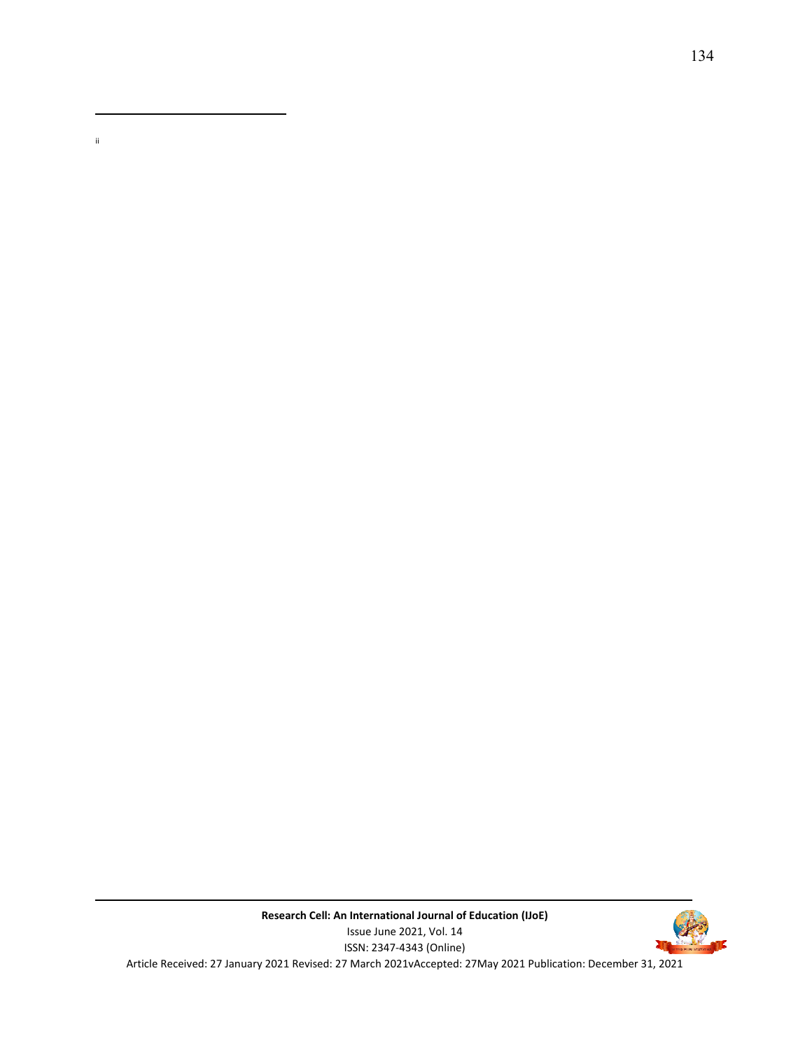ii